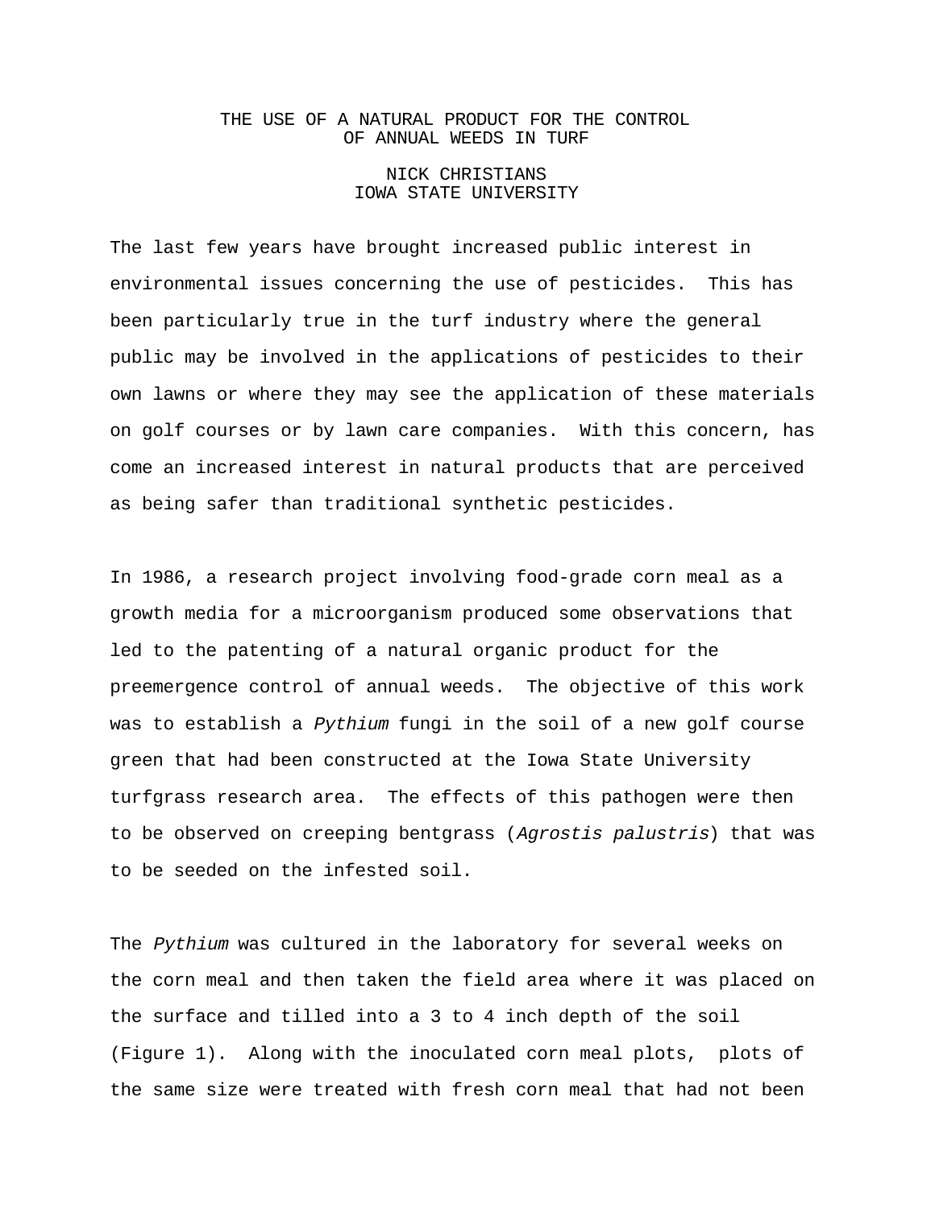# THE USE OF A NATURAL PRODUCT FOR THE CONTROL OF ANNUAL WEEDS IN TURF

NICK CHRISTIANS
IOWA STATE UNIVERSITY

The last few years have brought increased public interest in environmental issues concerning the use of pesticides. This has been particularly true in the turf industry where the general public may be involved in the applications of pesticides to their own lawns or where they may see the application of these materials on golf courses or by lawn care companies. With this concern, has come an increased interest in natural products that are perceived as being safer than traditional synthetic pesticides.

In 1986, a research project involving food-grade corn meal as a growth media for a microorganism produced some observations that led to the patenting of a natural organic product for the preemergence control of annual weeds. The objective of this work was to establish a *Pythium* fungi in the soil of a new golf course green that had been constructed at the Iowa State University turfgrass research area. The effects of this pathogen were then to be observed on creeping bentgrass (*Agrostis palustris*) that was to be seeded on the infested soil.

The *Pythium* was cultured in the laboratory for several weeks on the corn meal and then taken the field area where it was placed on the surface and tilled into a 3 to 4 inch depth of the soil (Figure 1). Along with the inoculated corn meal plots, plots of the same size were treated with fresh corn meal that had not been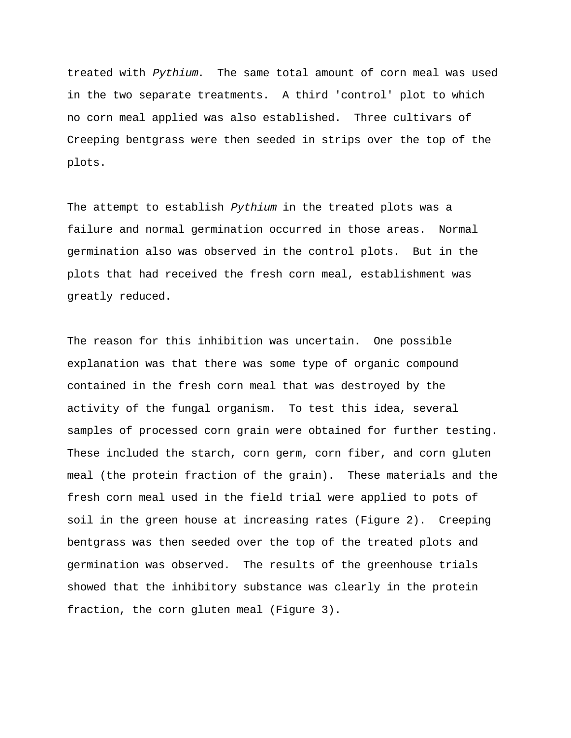treated with *Pythium*. The same total amount of corn meal was used in the two separate treatments. A third 'control' plot to which no corn meal applied was also established. Three cultivars of Creeping bentgrass were then seeded in strips over the top of the plots.

The attempt to establish *Pythium* in the treated plots was a failure and normal germination occurred in those areas. Normal germination also was observed in the control plots. But in the plots that had received the fresh corn meal, establishment was greatly reduced.

The reason for this inhibition was uncertain. One possible explanation was that there was some type of organic compound contained in the fresh corn meal that was destroyed by the activity of the fungal organism. To test this idea, several samples of processed corn grain were obtained for further testing. These included the starch, corn germ, corn fiber, and corn gluten meal (the protein fraction of the grain). These materials and the fresh corn meal used in the field trial were applied to pots of soil in the green house at increasing rates (Figure 2). Creeping bentgrass was then seeded over the top of the treated plots and germination was observed. The results of the greenhouse trials showed that the inhibitory substance was clearly in the protein fraction, the corn gluten meal (Figure 3).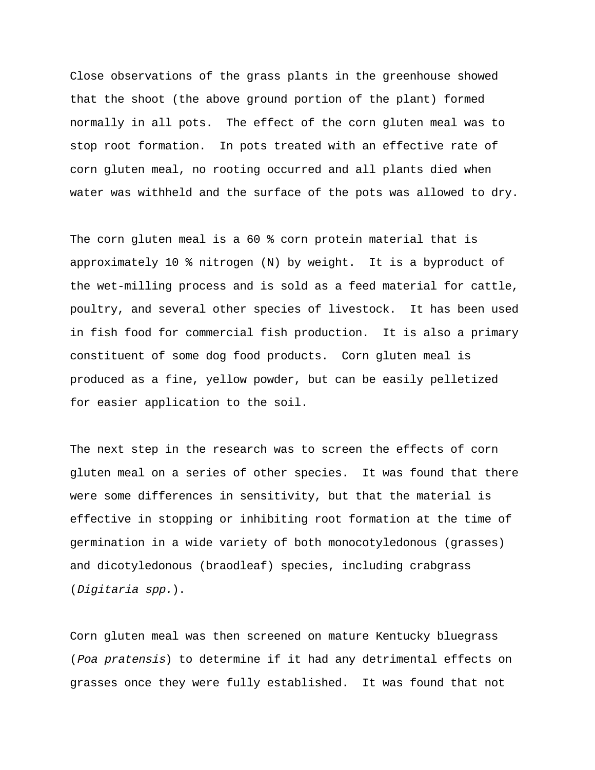Close observations of the grass plants in the greenhouse showed that the shoot (the above ground portion of the plant) formed normally in all pots. The effect of the corn gluten meal was to stop root formation. In pots treated with an effective rate of corn gluten meal, no rooting occurred and all plants died when water was withheld and the surface of the pots was allowed to dry.

The corn gluten meal is a 60 % corn protein material that is approximately 10 % nitrogen (N) by weight. It is a byproduct of the wet-milling process and is sold as a feed material for cattle, poultry, and several other species of livestock. It has been used in fish food for commercial fish production. It is also a primary constituent of some dog food products. Corn gluten meal is produced as a fine, yellow powder, but can be easily pelletized for easier application to the soil.

The next step in the research was to screen the effects of corn gluten meal on a series of other species. It was found that there were some differences in sensitivity, but that the material is effective in stopping or inhibiting root formation at the time of germination in a wide variety of both monocotyledonous (grasses) and dicotyledonous (braodleaf) species, including crabgrass (*Digitaria spp.*).

Corn gluten meal was then screened on mature Kentucky bluegrass (*Poa pratensis*) to determine if it had any detrimental effects on grasses once they were fully established. It was found that not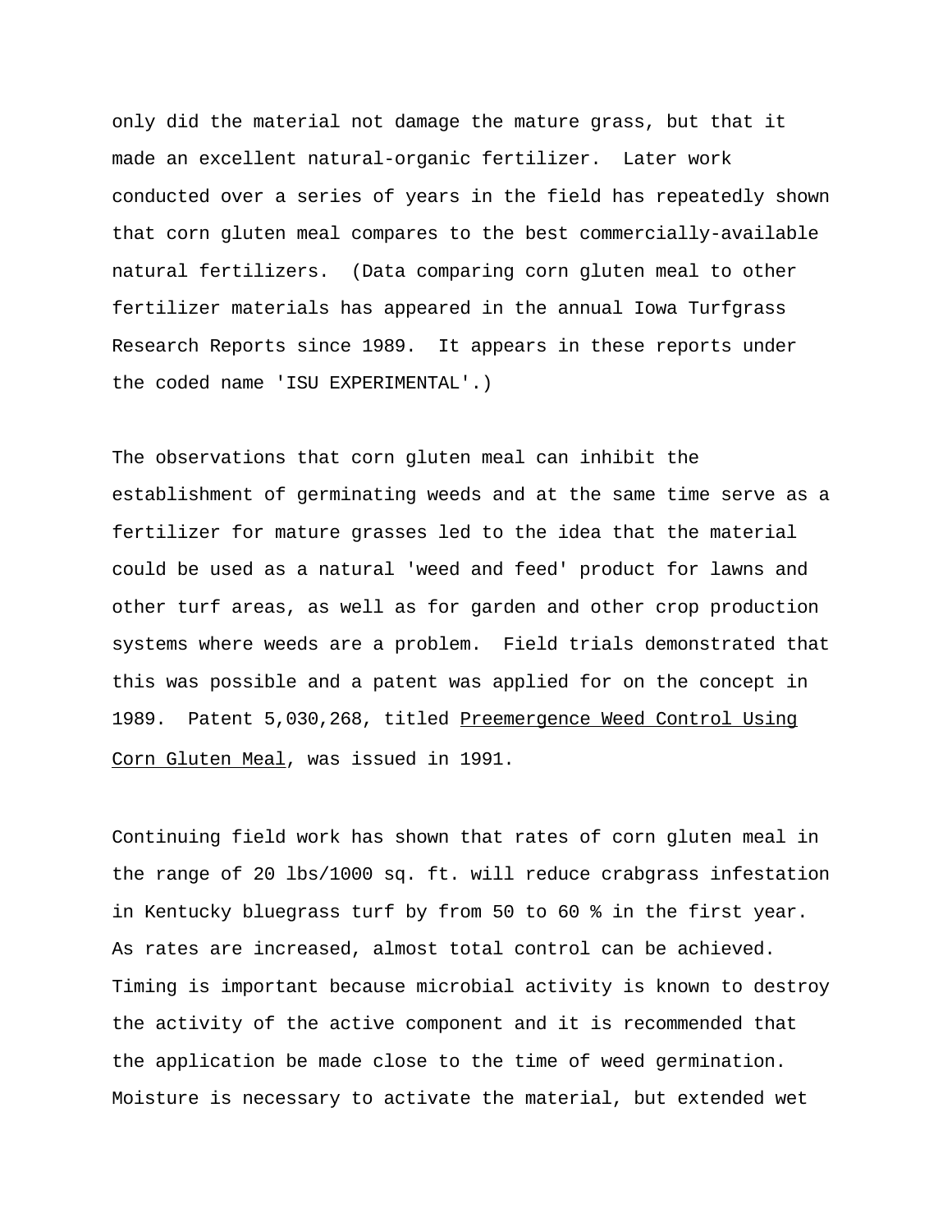only did the material not damage the mature grass, but that it made an excellent natural-organic fertilizer.  Later work conducted over a series of years in the field has repeatedly shown that corn gluten meal compares to the best commercially-available natural fertilizers.  (Data comparing corn gluten meal to other fertilizer materials has appeared in the annual Iowa Turfgrass Research Reports since 1989.  It appears in these reports under the coded name 'ISU EXPERIMENTAL'.)

The observations that corn gluten meal can inhibit the establishment of germinating weeds and at the same time serve as a fertilizer for mature grasses led to the idea that the material could be used as a natural 'weed and feed' product for lawns and other turf areas, as well as for garden and other crop production systems where weeds are a problem.  Field trials demonstrated that this was possible and a patent was applied for on the concept in 1989.  Patent 5,030,268, titled <u>Preemergence Weed Control Using Corn Gluten Meal</u>, was issued in 1991.

Continuing field work has shown that rates of corn gluten meal in the range of 20 lbs/1000 sq. ft. will reduce crabgrass infestation in Kentucky bluegrass turf by from 50 to 60 % in the first year. As rates are increased, almost total control can be achieved. Timing is important because microbial activity is known to destroy the activity of the active component and it is recommended that the application be made close to the time of weed germination. Moisture is necessary to activate the material, but extended wet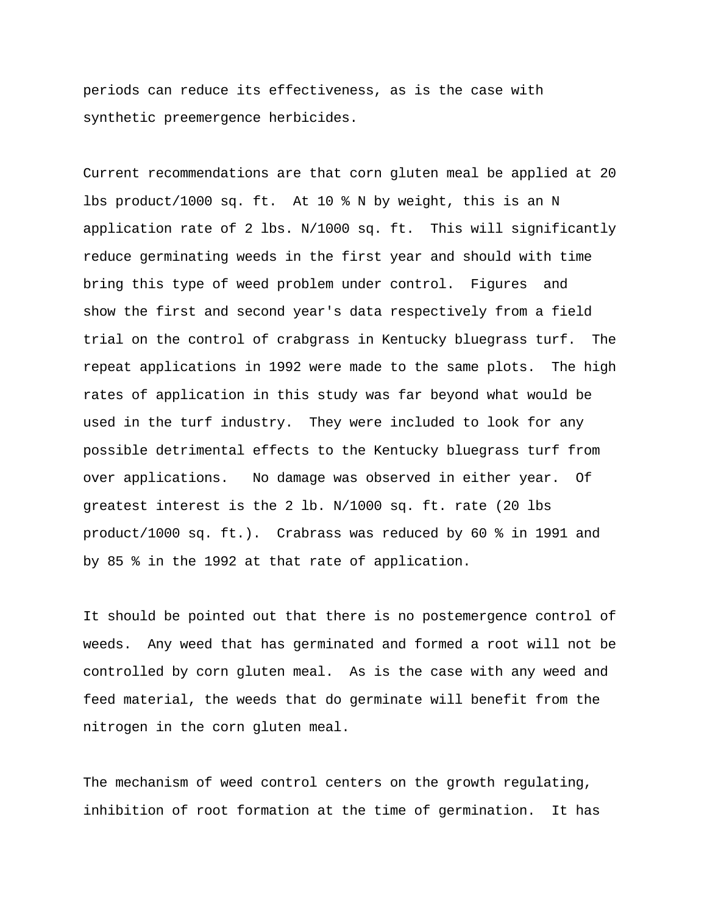periods can reduce its effectiveness, as is the case with synthetic preemergence herbicides.

Current recommendations are that corn gluten meal be applied at 20 lbs product/1000 sq. ft.  At 10 % N by weight, this is an N application rate of 2 lbs. N/1000 sq. ft.  This will significantly reduce germinating weeds in the first year and should with time bring this type of weed problem under control.  Figures  and  show the first and second year's data respectively from a field trial on the control of crabgrass in Kentucky bluegrass turf.  The repeat applications in 1992 were made to the same plots.  The high rates of application in this study was far beyond what would be used in the turf industry.  They were included to look for any possible detrimental effects to the Kentucky bluegrass turf from over applications.   No damage was observed in either year.  Of greatest interest is the 2 lb. N/1000 sq. ft. rate (20 lbs product/1000 sq. ft.).  Crabrass was reduced by 60 % in 1991 and by 85 % in the 1992 at that rate of application.

It should be pointed out that there is no postemergence control of weeds.  Any weed that has germinated and formed a root will not be controlled by corn gluten meal.  As is the case with any weed and feed material, the weeds that do germinate will benefit from the nitrogen in the corn gluten meal.

The mechanism of weed control centers on the growth regulating, inhibition of root formation at the time of germination.  It has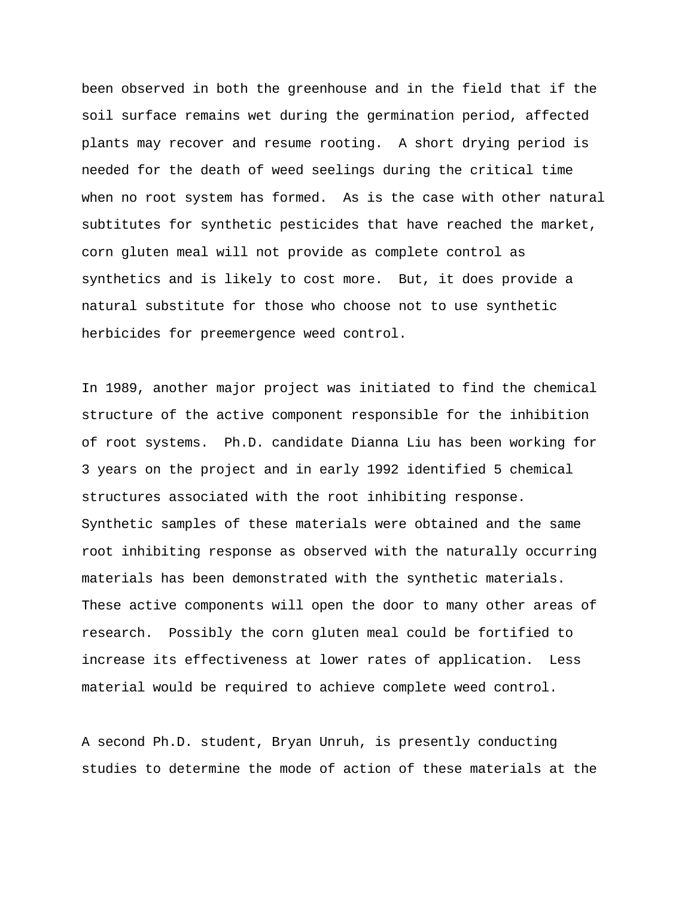been observed in both the greenhouse and in the field that if the soil surface remains wet during the germination period, affected plants may recover and resume rooting. A short drying period is needed for the death of weed seelings during the critical time when no root system has formed. As is the case with other natural subtitutes for synthetic pesticides that have reached the market, corn gluten meal will not provide as complete control as synthetics and is likely to cost more. But, it does provide a natural substitute for those who choose not to use synthetic herbicides for preemergence weed control.

In 1989, another major project was initiated to find the chemical structure of the active component responsible for the inhibition of root systems. Ph.D. candidate Dianna Liu has been working for 3 years on the project and in early 1992 identified 5 chemical structures associated with the root inhibiting response. Synthetic samples of these materials were obtained and the same root inhibiting response as observed with the naturally occurring materials has been demonstrated with the synthetic materials. These active components will open the door to many other areas of research. Possibly the corn gluten meal could be fortified to increase its effectiveness at lower rates of application. Less material would be required to achieve complete weed control.

A second Ph.D. student, Bryan Unruh, is presently conducting studies to determine the mode of action of these materials at the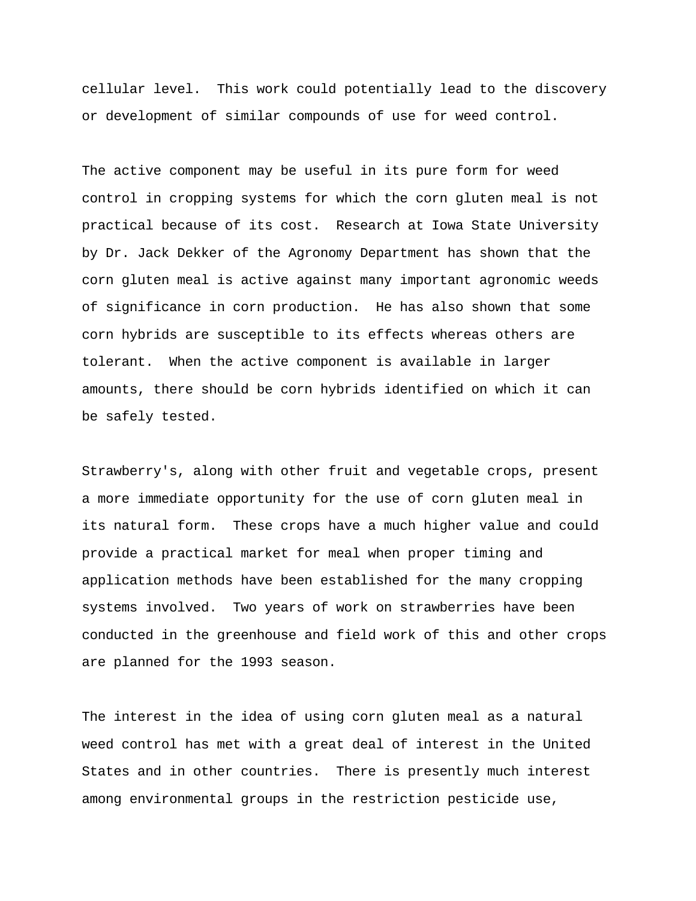cellular level. This work could potentially lead to the discovery or development of similar compounds of use for weed control.

The active component may be useful in its pure form for weed control in cropping systems for which the corn gluten meal is not practical because of its cost. Research at Iowa State University by Dr. Jack Dekker of the Agronomy Department has shown that the corn gluten meal is active against many important agronomic weeds of significance in corn production. He has also shown that some corn hybrids are susceptible to its effects whereas others are tolerant. When the active component is available in larger amounts, there should be corn hybrids identified on which it can be safely tested.

Strawberry's, along with other fruit and vegetable crops, present a more immediate opportunity for the use of corn gluten meal in its natural form. These crops have a much higher value and could provide a practical market for meal when proper timing and application methods have been established for the many cropping systems involved. Two years of work on strawberries have been conducted in the greenhouse and field work of this and other crops are planned for the 1993 season.

The interest in the idea of using corn gluten meal as a natural weed control has met with a great deal of interest in the United States and in other countries. There is presently much interest among environmental groups in the restriction pesticide use,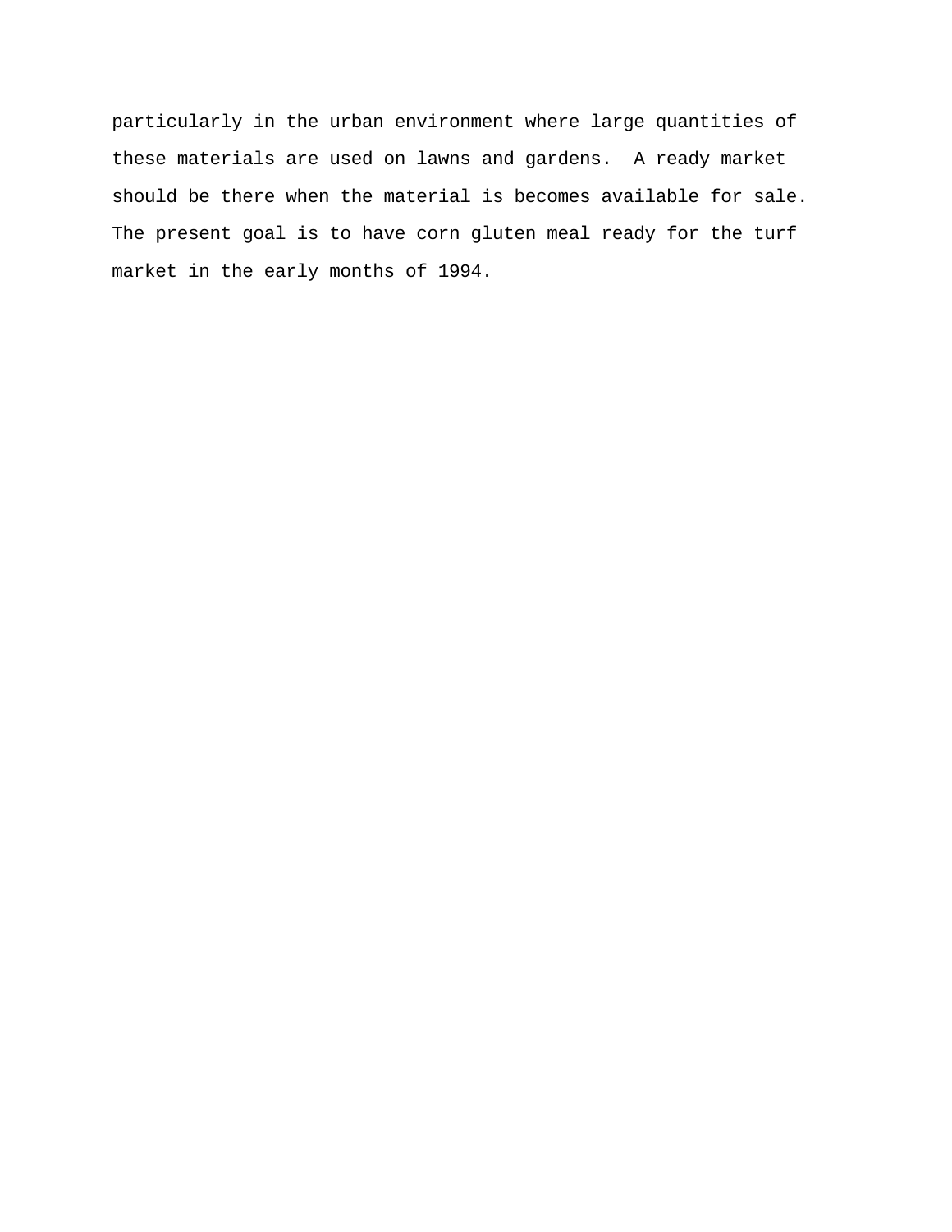particularly in the urban environment where large quantities of these materials are used on lawns and gardens. A ready market should be there when the material is becomes available for sale. The present goal is to have corn gluten meal ready for the turf market in the early months of 1994.